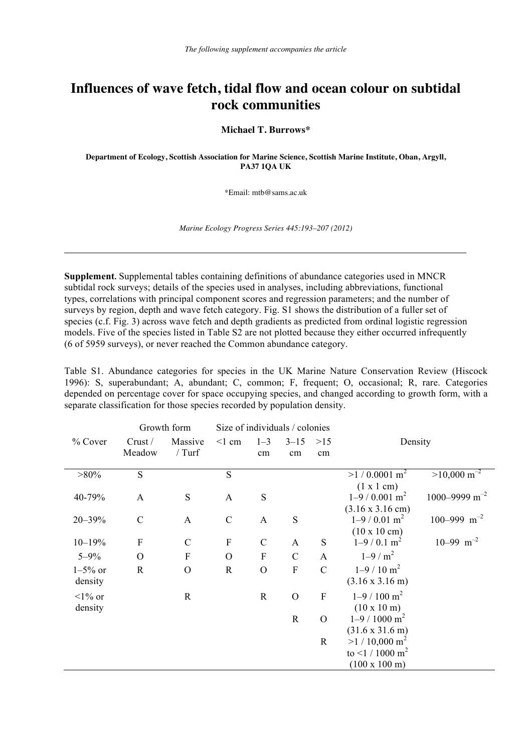*The following supplement accompanies the article*

# Influences of wave fetch, tidal flow and ocean colour on subtidal rock communities

**Michael T. Burrows***

**Department of Ecology, Scottish Association for Marine Science, Scottish Marine Institute, Oban, Argyll, PA37 1QA UK**

*Email: mtb@sams.ac.uk

*Marine Ecology Progress Series 445:193–207 (2012)*

---

**Supplement.** Supplemental tables containing definitions of abundance categories used in MNCR subtidal rock surveys; details of the species used in analyses, including abbreviations, functional types, correlations with principal component scores and regression parameters; and the number of surveys by region, depth and wave fetch category. Fig. S1 shows the distribution of a fuller set of species (c.f. Fig. 3) across wave fetch and depth gradients as predicted from ordinal logistic regression models. Five of the species listed in Table S2 are not plotted because they either occurred infrequently (6 of 5959 surveys), or never reached the Common abundance category.

Table S1. Abundance categories for species in the UK Marine Nature Conservation Review (Hiscock 1996): S, superabundant; A, abundant; C, common; F, frequent; O, occasional; R, rare. Categories depended on percentage cover for space occupying species, and changed according to growth form, with a separate classification for those species recorded by population density.

| % Cover | Growth form | | Size of individuals / colonies | | | | Density | |
|---|---|---|---|---|---|---|---|---|
| | Crust / Meadow | Massive / Turf | <1 cm | 1–3 cm | 3–15 cm | >15 cm | | |
| >80% | S | | S | | | | >1 / 0.0001 $m^2$ (1 x 1 cm) | >10,000 $m^{-2}$ |
| 40-79% | A | S | A | S | | | 1–9 / 0.001 $m^2$ (3.16 x 3.16 cm) | 1000–9999 $m^{-2}$ |
| 20–39% | C | A | C | A | S | | 1–9 / 0.01 $m^2$ (10 x 10 cm) | 100–999 $m^{-2}$ |
| 10–19% | F | C | F | C | A | S | 1–9 / 0.1 $m^2$ | 10–99 $m^{-2}$ |
| 5–9% | O | F | O | F | C | A | 1–9 / $m^2$ | |
| 1–5% or density | R | O | R | O | F | C | 1–9 / 10 $m^2$ (3.16 x 3.16 m) | |
| <1% or density | | R | | R | O | F | 1–9 / 100 $m^2$ (10 x 10 m) | |
| | | | | | R | O | 1–9 / 1000 $m^2$ (31.6 x 31.6 m) | |
| | | | | | | R | >1 / 10,000 $m^2$ to <1 / 1000 $m^2$ (100 x 100 m) | |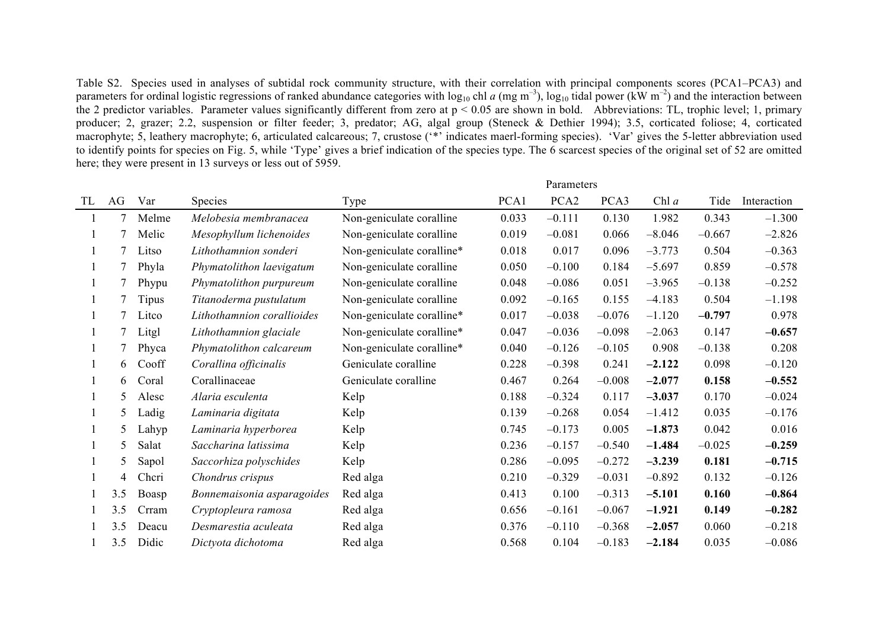Table S2. Species used in analyses of subtidal rock community structure, with their correlation with principal components scores (PCA1–PCA3) and parameters for ordinal logistic regressions of ranked abundance categories with $\log_{10}$ chl *a* (mg $m^{-3}$), $\log_{10}$ tidal power (kW $m^{-2}$) and the interaction between the 2 predictor variables. Parameter values significantly different from zero at $p < 0.05$ are shown in bold. Abbreviations: TL, trophic level; 1, primary producer; 2, grazer; 2.2, suspension or filter feeder; 3, predator; AG, algal group (Steneck & Dethier 1994); 3.5, corticated foliose; 4, corticated macrophyte; 5, leathery macrophyte; 6, articulated calcareous; 7, crustose ('*' indicates maerl-forming species). 'Var' gives the 5-letter abbreviation used to identify points for species on Fig. 5, while 'Type' gives a brief indication of the species type. The 6 scarcest species of the original set of 52 are omitted here; they were present in 13 surveys or less out of 5959.

| | | | | | | | | Parameters | | |
|---|---|---|---|---|---|---|---|---|---|---|
| TL | AG | Var | Species | Type | PCA1 | PCA2 | PCA3 | Chl *a* | Tide | Interaction |
| 1 | 7 | Melme | *Melobesia membranacea* | Non-geniculate coralline | 0.033 | –0.111 | 0.130 | 1.982 | 0.343 | –1.300 |
| 1 | 7 | Melic | *Mesophyllum lichenoides* | Non-geniculate coralline | 0.019 | –0.081 | 0.066 | –8.046 | –0.667 | –2.826 |
| 1 | 7 | Litso | *Lithothamnion sonderi* | Non-geniculate coralline* | 0.018 | 0.017 | 0.096 | –3.773 | 0.504 | –0.363 |
| 1 | 7 | Phyla | *Phymatolithon laevigatum* | Non-geniculate coralline | 0.050 | –0.100 | 0.184 | –5.697 | 0.859 | –0.578 |
| 1 | 7 | Phypu | *Phymatolithon purpureum* | Non-geniculate coralline | 0.048 | –0.086 | 0.051 | –3.965 | –0.138 | –0.252 |
| 1 | 7 | Tipus | *Titanoderma pustulatum* | Non-geniculate coralline | 0.092 | –0.165 | 0.155 | –4.183 | 0.504 | –1.198 |
| 1 | 7 | Litco | *Lithothamnion corallioides* | Non-geniculate coralline* | 0.017 | –0.038 | –0.076 | –1.120 | **–0.797** | 0.978 |
| 1 | 7 | Litgl | *Lithothamnion glaciale* | Non-geniculate coralline* | 0.047 | –0.036 | –0.098 | –2.063 | 0.147 | **–0.657** |
| 1 | 7 | Phyca | *Phymatolithon calcareum* | Non-geniculate coralline* | 0.040 | –0.126 | –0.105 | 0.908 | –0.138 | 0.208 |
| 1 | 6 | Cooff | *Corallina officinalis* | Geniculate coralline | 0.228 | –0.398 | 0.241 | **–2.122** | 0.098 | –0.120 |
| 1 | 6 | Coral | Corallinaceae | Geniculate coralline | 0.467 | 0.264 | –0.008 | **–2.077** | **0.158** | **–0.552** |
| 1 | 5 | Alesc | *Alaria esculenta* | Kelp | 0.188 | –0.324 | 0.117 | **–3.037** | 0.170 | –0.024 |
| 1 | 5 | Ladig | *Laminaria digitata* | Kelp | 0.139 | –0.268 | 0.054 | –1.412 | 0.035 | –0.176 |
| 1 | 5 | Lahyp | *Laminaria hyperborea* | Kelp | 0.745 | –0.173 | 0.005 | **–1.873** | 0.042 | 0.016 |
| 1 | 5 | Salat | *Saccharina latissima* | Kelp | 0.236 | –0.157 | –0.540 | **–1.484** | –0.025 | **–0.259** |
| 1 | 5 | Sapol | *Saccorhiza polyschides* | Kelp | 0.286 | –0.095 | –0.272 | **–3.239** | **0.181** | **–0.715** |
| 1 | 4 | Chcri | *Chondrus crispus* | Red alga | 0.210 | –0.329 | –0.031 | –0.892 | 0.132 | –0.126 |
| 1 | 3.5 | Boasp | *Bonnemaisonia asparagoides* | Red alga | 0.413 | 0.100 | –0.313 | **–5.101** | **0.160** | **–0.864** |
| 1 | 3.5 | Crram | *Cryptopleura ramosa* | Red alga | 0.656 | –0.161 | –0.067 | **–1.921** | **0.149** | **–0.282** |
| 1 | 3.5 | Deacu | *Desmarestia aculeata* | Red alga | 0.376 | –0.110 | –0.368 | **–2.057** | 0.060 | –0.218 |
| 1 | 3.5 | Didic | *Dictyota dichotoma* | Red alga | 0.568 | 0.104 | –0.183 | **–2.184** | 0.035 | –0.086 |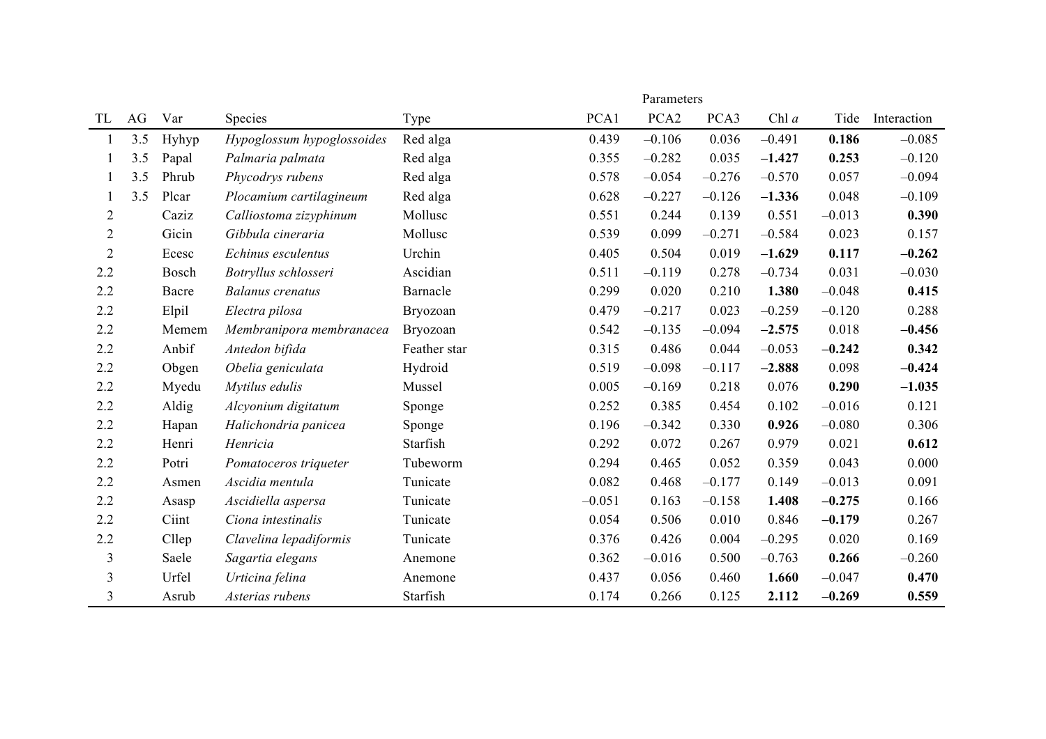| TL | AG | Var | Species | Type | Parameters | | | | | |
|---|---|---|---|---|---|---|---|---|---|---|
| | | | | | PCA1 | PCA2 | PCA3 | Chl *a* | Tide | Interaction |
| 1 | 3.5 | Hyhyp | *Hypoglossum hypoglossoides* | Red alga | 0.439 | –0.106 | 0.036 | –0.491 | **0.186** | –0.085 |
| 1 | 3.5 | Papal | *Palmaria palmata* | Red alga | 0.355 | –0.282 | 0.035 | **–1.427** | **0.253** | –0.120 |
| 1 | 3.5 | Phrub | *Phycodrys rubens* | Red alga | 0.578 | –0.054 | –0.276 | –0.570 | 0.057 | –0.094 |
| 1 | 3.5 | Plcar | *Plocamium cartilagineum* | Red alga | 0.628 | –0.227 | –0.126 | **–1.336** | 0.048 | –0.109 |
| 2 | | Caziz | *Calliostoma zizyphinum* | Mollusc | 0.551 | 0.244 | 0.139 | 0.551 | –0.013 | **0.390** |
| 2 | | Gicin | *Gibbula cineraria* | Mollusc | 0.539 | 0.099 | –0.271 | –0.584 | 0.023 | 0.157 |
| 2 | | Ecesc | *Echinus esculentus* | Urchin | 0.405 | 0.504 | 0.019 | **–1.629** | **0.117** | **–0.262** |
| 2.2 | | Bosch | *Botryllus schlosseri* | Ascidian | 0.511 | –0.119 | 0.278 | –0.734 | 0.031 | –0.030 |
| 2.2 | | Bacre | *Balanus crenatus* | Barnacle | 0.299 | 0.020 | 0.210 | **1.380** | –0.048 | **0.415** |
| 2.2 | | Elpil | *Electra pilosa* | Bryozoan | 0.479 | –0.217 | 0.023 | –0.259 | –0.120 | 0.288 |
| 2.2 | | Memem | *Membranipora membranacea* | Bryozoan | 0.542 | –0.135 | –0.094 | **–2.575** | 0.018 | **–0.456** |
| 2.2 | | Anbif | *Antedon bifida* | Feather star | 0.315 | 0.486 | 0.044 | –0.053 | **–0.242** | **0.342** |
| 2.2 | | Obgen | *Obelia geniculata* | Hydroid | 0.519 | –0.098 | –0.117 | **–2.888** | 0.098 | **–0.424** |
| 2.2 | | Myedu | *Mytilus edulis* | Mussel | 0.005 | –0.169 | 0.218 | 0.076 | **0.290** | **–1.035** |
| 2.2 | | Aldig | *Alcyonium digitatum* | Sponge | 0.252 | 0.385 | 0.454 | 0.102 | –0.016 | 0.121 |
| 2.2 | | Hapan | *Halichondria panicea* | Sponge | 0.196 | –0.342 | 0.330 | **0.926** | –0.080 | 0.306 |
| 2.2 | | Henri | *Henricia* | Starfish | 0.292 | 0.072 | 0.267 | 0.979 | 0.021 | **0.612** |
| 2.2 | | Potri | *Pomatoceros triqueter* | Tubeworm | 0.294 | 0.465 | 0.052 | 0.359 | 0.043 | 0.000 |
| 2.2 | | Asmen | *Ascidia mentula* | Tunicate | 0.082 | 0.468 | –0.177 | 0.149 | –0.013 | 0.091 |
| 2.2 | | Asasp | *Ascidiella aspersa* | Tunicate | –0.051 | 0.163 | –0.158 | **1.408** | **–0.275** | 0.166 |
| 2.2 | | Ciint | *Ciona intestinalis* | Tunicate | 0.054 | 0.506 | 0.010 | 0.846 | **–0.179** | 0.267 |
| 2.2 | | Cllep | *Clavelina lepadiformis* | Tunicate | 0.376 | 0.426 | 0.004 | –0.295 | 0.020 | 0.169 |
| 3 | | Saele | *Sagartia elegans* | Anemone | 0.362 | –0.016 | 0.500 | –0.763 | **0.266** | –0.260 |
| 3 | | Urfel | *Urticina felina* | Anemone | 0.437 | 0.056 | 0.460 | **1.660** | –0.047 | **0.470** |
| 3 | | Asrub | *Asterias rubens* | Starfish | 0.174 | 0.266 | 0.125 | **2.112** | **–0.269** | **0.559** |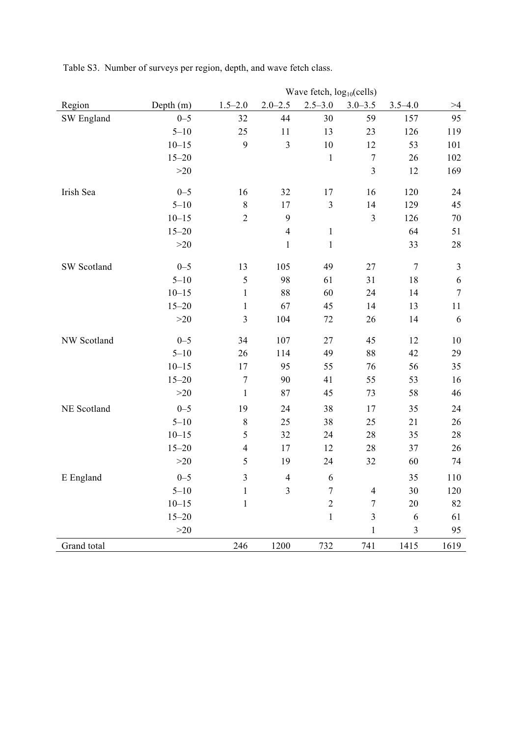Table S3. Number of surveys per region, depth, and wave fetch class.

| | | Wave fetch, $\log_{10}$(cells) | | | | | |
|---|---|---|---|---|---|---|---|
| Region | Depth (m) | 1.5–2.0 | 2.0–2.5 | 2.5–3.0 | 3.0–3.5 | 3.5–4.0 | >4 |
| SW England | 0–5 | 32 | 44 | 30 | 59 | 157 | 95 |
| | 5–10 | 25 | 11 | 13 | 23 | 126 | 119 |
| | 10–15 | 9 | 3 | 10 | 12 | 53 | 101 |
| | 15–20 | | | 1 | 7 | 26 | 102 |
| | >20 | | | | 3 | 12 | 169 |
| Irish Sea | 0–5 | 16 | 32 | 17 | 16 | 120 | 24 |
| | 5–10 | 8 | 17 | 3 | 14 | 129 | 45 |
| | 10–15 | 2 | 9 | | 3 | 126 | 70 |
| | 15–20 | | 4 | 1 | | 64 | 51 |
| | >20 | | 1 | 1 | | 33 | 28 |
| SW Scotland | 0–5 | 13 | 105 | 49 | 27 | 7 | 3 |
| | 5–10 | 5 | 98 | 61 | 31 | 18 | 6 |
| | 10–15 | 1 | 88 | 60 | 24 | 14 | 7 |
| | 15–20 | 1 | 67 | 45 | 14 | 13 | 11 |
| | >20 | 3 | 104 | 72 | 26 | 14 | 6 |
| NW Scotland | 0–5 | 34 | 107 | 27 | 45 | 12 | 10 |
| | 5–10 | 26 | 114 | 49 | 88 | 42 | 29 |
| | 10–15 | 17 | 95 | 55 | 76 | 56 | 35 |
| | 15–20 | 7 | 90 | 41 | 55 | 53 | 16 |
| | >20 | 1 | 87 | 45 | 73 | 58 | 46 |
| NE Scotland | 0–5 | 19 | 24 | 38 | 17 | 35 | 24 |
| | 5–10 | 8 | 25 | 38 | 25 | 21 | 26 |
| | 10–15 | 5 | 32 | 24 | 28 | 35 | 28 |
| | 15–20 | 4 | 17 | 12 | 28 | 37 | 26 |
| | >20 | 5 | 19 | 24 | 32 | 60 | 74 |
| E England | 0–5 | 3 | 4 | 6 | | 35 | 110 |
| | 5–10 | 1 | 3 | 7 | 4 | 30 | 120 |
| | 10–15 | 1 | | 2 | 7 | 20 | 82 |
| | 15–20 | | | 1 | 3 | 6 | 61 |
| | >20 | | | | 1 | 3 | 95 |
| Grand total | | 246 | 1200 | 732 | 741 | 1415 | 1619 |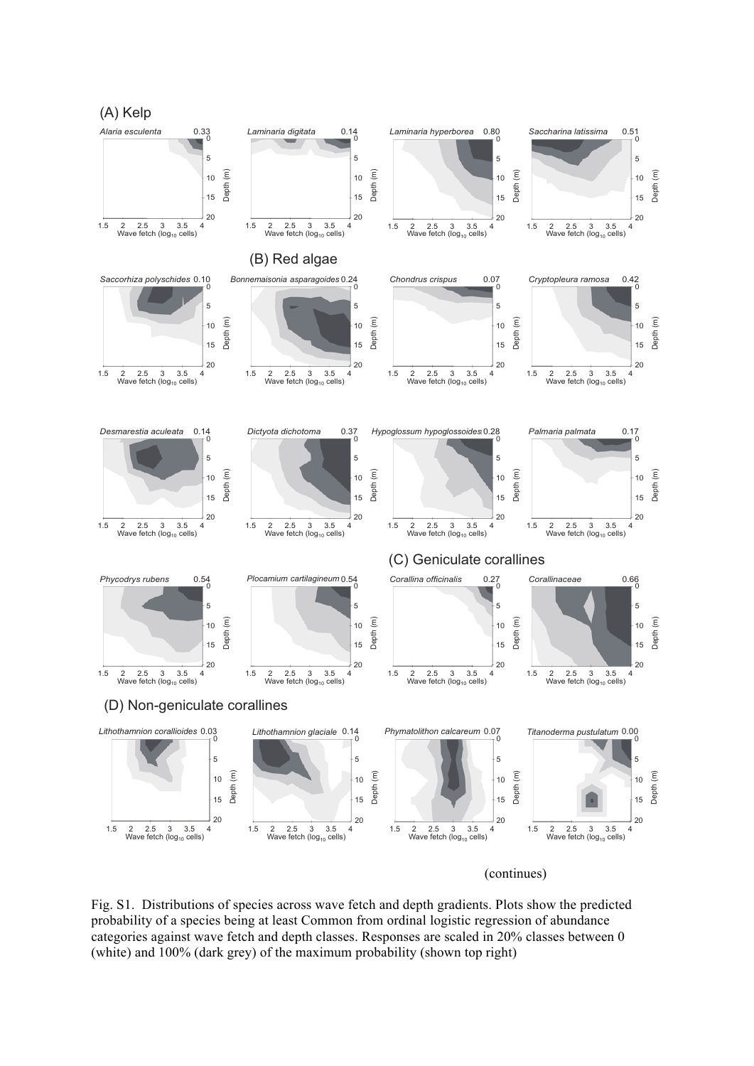(A) Kelp

*Alaria esculenta* 0.33

*Laminaria digitata* 0.14

*Laminaria hyperborea* 0.80

*Saccharina latissima* 0.51

(B) Red algae

*Saccorhiza polyschides* 0.10

*Bonnemaisonia asparagoides* 0.24

*Chondrus crispus* 0.07

*Cryptopleura ramosa* 0.42

*Desmarestia aculeata* 0.14

*Dictyota dichotoma* 0.37

*Hypoglossum hypoglossoides* 0.28

*Palmaria palmata* 0.17

*Phycodrys rubens* 0.54

*Plocamium cartilagineum* 0.54

(C) Geniculate corallines

*Corallina officinalis* 0.27

Corallinaceae 0.66

(D) Non-geniculate corallines

*Lithothamnion corallioides* 0.03

*Lithothamnion glaciale* 0.14

*Phymatolithon calcareum* 0.07

*Titanoderma pustulatum* 0.00

Axes: Wave fetch ($log_{10}$ cells) 1.5–4; Depth (m) 0–20

(continues)

Fig. S1. Distributions of species across wave fetch and depth gradients. Plots show the predicted probability of a species being at least Common from ordinal logistic regression of abundance categories against wave fetch and depth classes. Responses are scaled in 20% classes between 0 (white) and 100% (dark grey) of the maximum probability (shown top right)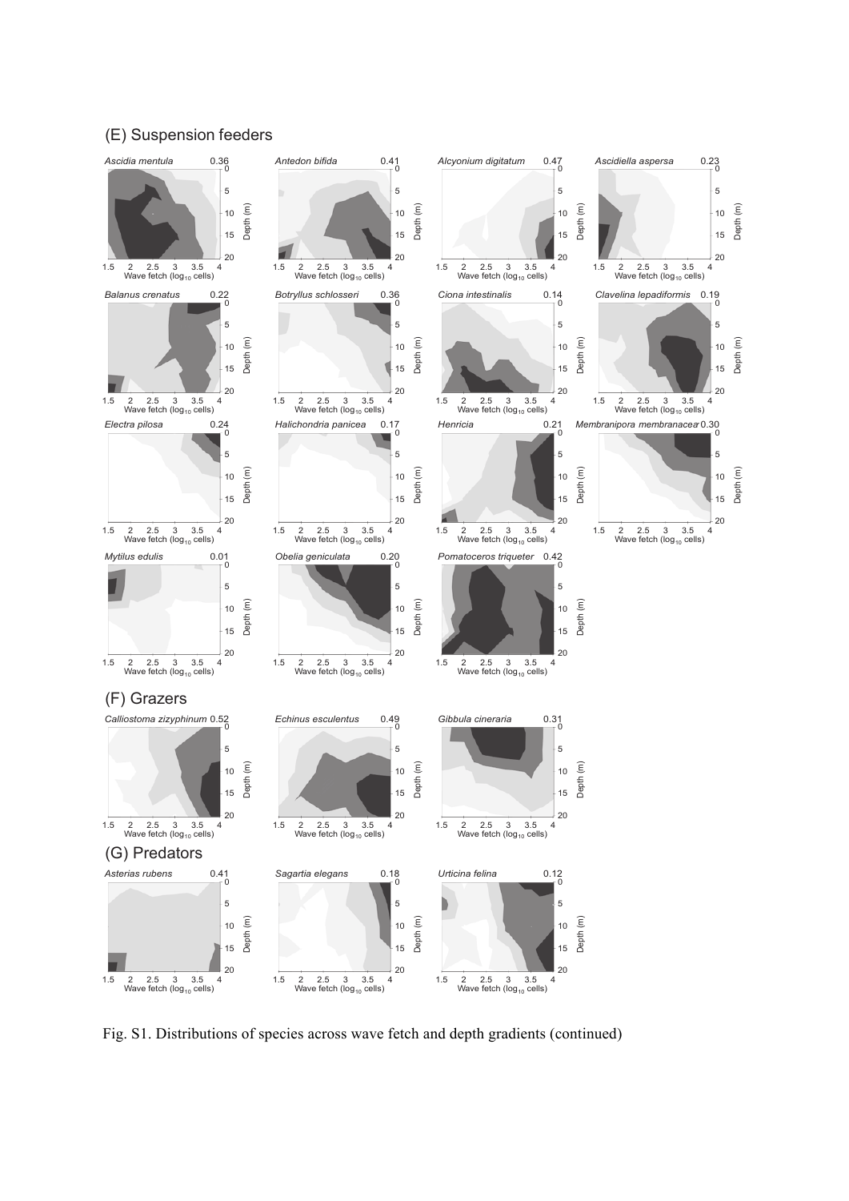## (E) Suspension feeders

*Ascidia mentula* 0.36

*Antedon bifida* 0.41

*Alcyonium digitatum* 0.47

*Ascidiella aspersa* 0.23

*Balanus crenatus* 0.22

*Botryllus schlosseri* 0.36

*Ciona intestinalis* 0.14

*Clavelina lepadiformis* 0.19

*Electra pilosa* 0.24

*Halichondria panicea* 0.17

*Henricia* 0.21

*Membranipora membranacea* 0.30

*Mytilus edulis* 0.01

*Obelia geniculata* 0.20

*Pomatoceros triqueter* 0.42

## (F) Grazers

*Calliostoma zizyphinum* 0.52

*Echinus esculentus* 0.49

*Gibbula cineraria* 0.31

## (G) Predators

*Asterias rubens* 0.41

*Sagartia elegans* 0.18

*Urticina felina* 0.12

Depth (m): 0, 5, 10, 15, 20

Wave fetch ($log_{10}$ cells): 1.5, 2, 2.5, 3, 3.5, 4

Fig. S1. Distributions of species across wave fetch and depth gradients (continued)